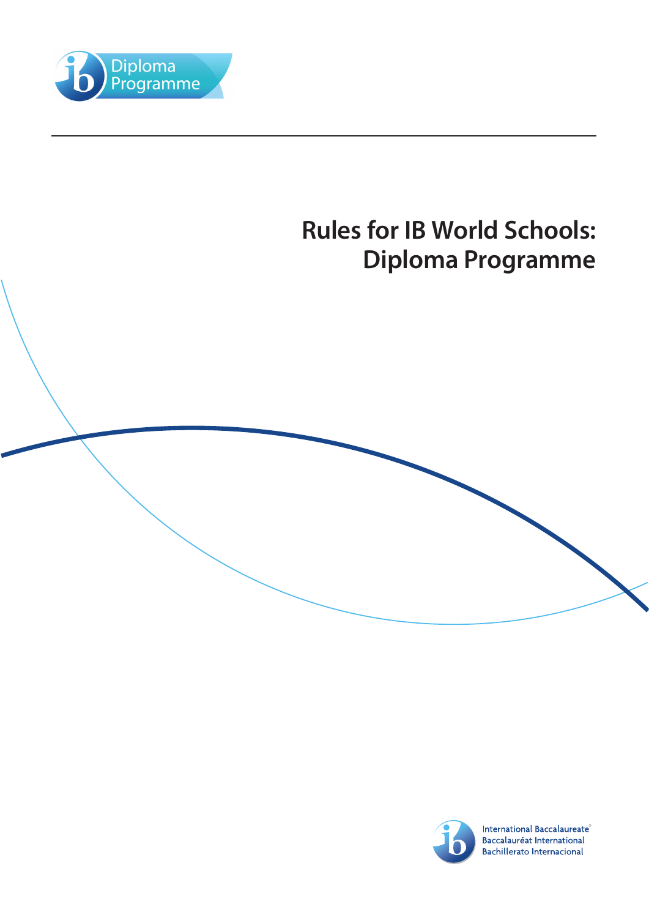Diploma Programme

# Rules for IB World Schools: Diploma Programme

International Baccalaureate®
Baccalauréat International
Bachillerato Internacional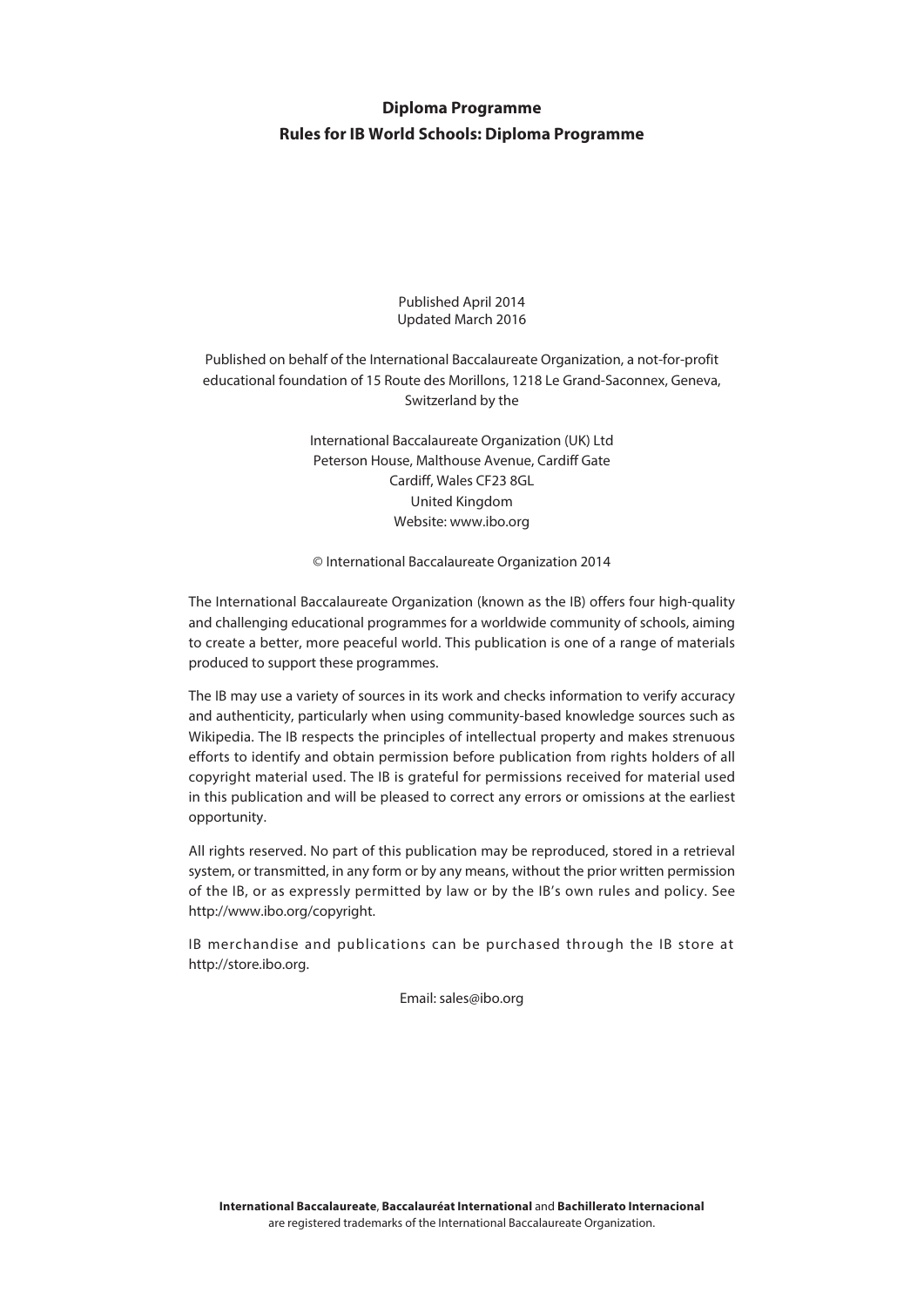**Diploma Programme**

**Rules for IB World Schools: Diploma Programme**

Published April 2014
Updated March 2016

Published on behalf of the International Baccalaureate Organization, a not-for-profit educational foundation of 15 Route des Morillons, 1218 Le Grand-Saconnex, Geneva, Switzerland by the

International Baccalaureate Organization (UK) Ltd
Peterson House, Malthouse Avenue, Cardiff Gate
Cardiff, Wales CF23 8GL
United Kingdom
Website: www.ibo.org

© International Baccalaureate Organization 2014

The International Baccalaureate Organization (known as the IB) offers four high-quality and challenging educational programmes for a worldwide community of schools, aiming to create a better, more peaceful world. This publication is one of a range of materials produced to support these programmes.

The IB may use a variety of sources in its work and checks information to verify accuracy and authenticity, particularly when using community-based knowledge sources such as Wikipedia. The IB respects the principles of intellectual property and makes strenuous efforts to identify and obtain permission before publication from rights holders of all copyright material used. The IB is grateful for permissions received for material used in this publication and will be pleased to correct any errors or omissions at the earliest opportunity.

All rights reserved. No part of this publication may be reproduced, stored in a retrieval system, or transmitted, in any form or by any means, without the prior written permission of the IB, or as expressly permitted by law or by the IB's own rules and policy. See http://www.ibo.org/copyright.

IB merchandise and publications can be purchased through the IB store at http://store.ibo.org.

Email: sales@ibo.org

**International Baccalaureate**, **Baccalauréat International** and **Bachillerato Internacional** are registered trademarks of the International Baccalaureate Organization.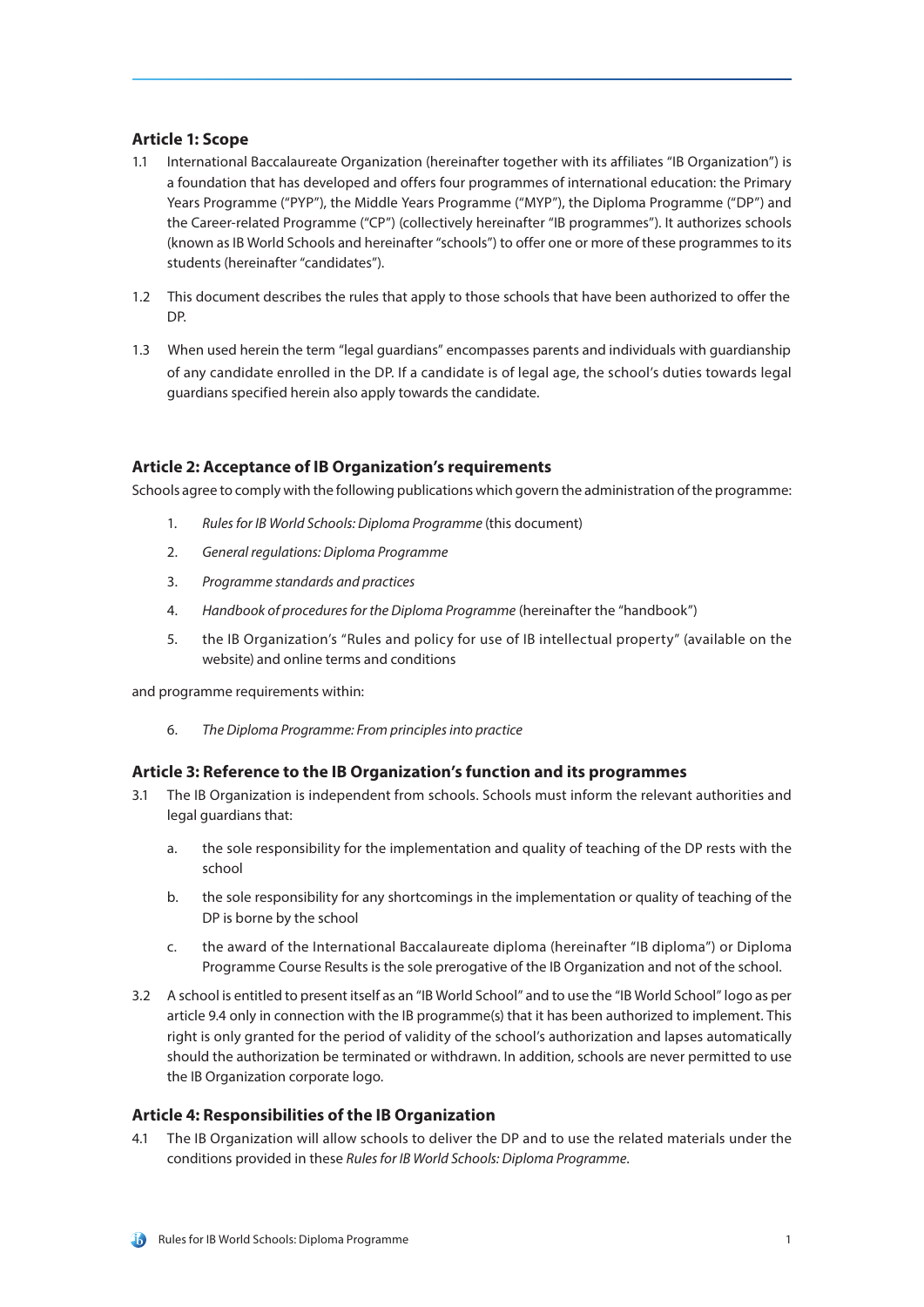## Article 1: Scope

1.1 International Baccalaureate Organization (hereinafter together with its affiliates "IB Organization") is a foundation that has developed and offers four programmes of international education: the Primary Years Programme ("PYP"), the Middle Years Programme ("MYP"), the Diploma Programme ("DP") and the Career-related Programme ("CP") (collectively hereinafter "IB programmes"). It authorizes schools (known as IB World Schools and hereinafter "schools") to offer one or more of these programmes to its students (hereinafter "candidates").

1.2 This document describes the rules that apply to those schools that have been authorized to offer the DP.

1.3 When used herein the term "legal guardians" encompasses parents and individuals with guardianship of any candidate enrolled in the DP. If a candidate is of legal age, the school's duties towards legal guardians specified herein also apply towards the candidate.

## Article 2: Acceptance of IB Organization's requirements

Schools agree to comply with the following publications which govern the administration of the programme:

1. *Rules for IB World Schools: Diploma Programme* (this document)
2. *General regulations: Diploma Programme*
3. *Programme standards and practices*
4. *Handbook of procedures for the Diploma Programme* (hereinafter the "handbook")
5. the IB Organization's "Rules and policy for use of IB intellectual property" (available on the website) and online terms and conditions

and programme requirements within:

6. *The Diploma Programme: From principles into practice*

## Article 3: Reference to the IB Organization's function and its programmes

3.1 The IB Organization is independent from schools. Schools must inform the relevant authorities and legal guardians that:

   a. the sole responsibility for the implementation and quality of teaching of the DP rests with the school

   b. the sole responsibility for any shortcomings in the implementation or quality of teaching of the DP is borne by the school

   c. the award of the International Baccalaureate diploma (hereinafter "IB diploma") or Diploma Programme Course Results is the sole prerogative of the IB Organization and not of the school.

3.2 A school is entitled to present itself as an "IB World School" and to use the "IB World School" logo as per article 9.4 only in connection with the IB programme(s) that it has been authorized to implement. This right is only granted for the period of validity of the school's authorization and lapses automatically should the authorization be terminated or withdrawn. In addition, schools are never permitted to use the IB Organization corporate logo.

## Article 4: Responsibilities of the IB Organization

4.1 The IB Organization will allow schools to deliver the DP and to use the related materials under the conditions provided in these *Rules for IB World Schools: Diploma Programme*.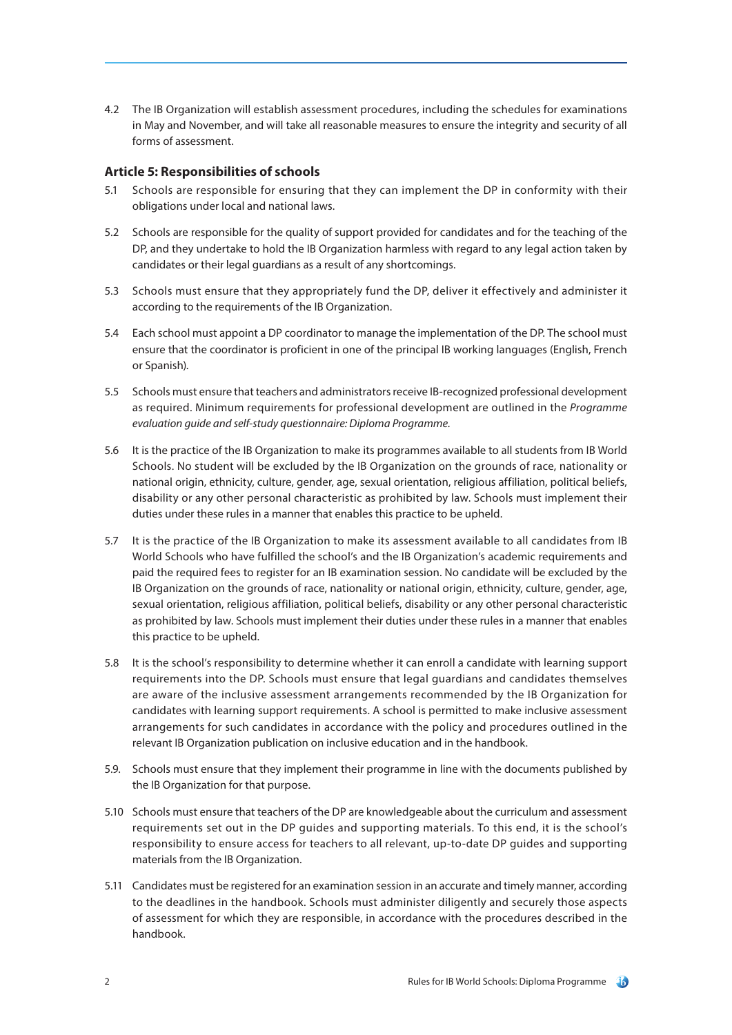4.2 The IB Organization will establish assessment procedures, including the schedules for examinations in May and November, and will take all reasonable measures to ensure the integrity and security of all forms of assessment.

### Article 5: Responsibilities of schools

5.1 Schools are responsible for ensuring that they can implement the DP in conformity with their obligations under local and national laws.

5.2 Schools are responsible for the quality of support provided for candidates and for the teaching of the DP, and they undertake to hold the IB Organization harmless with regard to any legal action taken by candidates or their legal guardians as a result of any shortcomings.

5.3 Schools must ensure that they appropriately fund the DP, deliver it effectively and administer it according to the requirements of the IB Organization.

5.4 Each school must appoint a DP coordinator to manage the implementation of the DP. The school must ensure that the coordinator is proficient in one of the principal IB working languages (English, French or Spanish).

5.5 Schools must ensure that teachers and administrators receive IB-recognized professional development as required. Minimum requirements for professional development are outlined in the *Programme evaluation guide and self-study questionnaire: Diploma Programme*.

5.6 It is the practice of the IB Organization to make its programmes available to all students from IB World Schools. No student will be excluded by the IB Organization on the grounds of race, nationality or national origin, ethnicity, culture, gender, age, sexual orientation, religious affiliation, political beliefs, disability or any other personal characteristic as prohibited by law. Schools must implement their duties under these rules in a manner that enables this practice to be upheld.

5.7 It is the practice of the IB Organization to make its assessment available to all candidates from IB World Schools who have fulfilled the school's and the IB Organization's academic requirements and paid the required fees to register for an IB examination session. No candidate will be excluded by the IB Organization on the grounds of race, nationality or national origin, ethnicity, culture, gender, age, sexual orientation, religious affiliation, political beliefs, disability or any other personal characteristic as prohibited by law. Schools must implement their duties under these rules in a manner that enables this practice to be upheld.

5.8 It is the school's responsibility to determine whether it can enroll a candidate with learning support requirements into the DP. Schools must ensure that legal guardians and candidates themselves are aware of the inclusive assessment arrangements recommended by the IB Organization for candidates with learning support requirements. A school is permitted to make inclusive assessment arrangements for such candidates in accordance with the policy and procedures outlined in the relevant IB Organization publication on inclusive education and in the handbook.

5.9. Schools must ensure that they implement their programme in line with the documents published by the IB Organization for that purpose.

5.10 Schools must ensure that teachers of the DP are knowledgeable about the curriculum and assessment requirements set out in the DP guides and supporting materials. To this end, it is the school's responsibility to ensure access for teachers to all relevant, up-to-date DP guides and supporting materials from the IB Organization.

5.11 Candidates must be registered for an examination session in an accurate and timely manner, according to the deadlines in the handbook. Schools must administer diligently and securely those aspects of assessment for which they are responsible, in accordance with the procedures described in the handbook.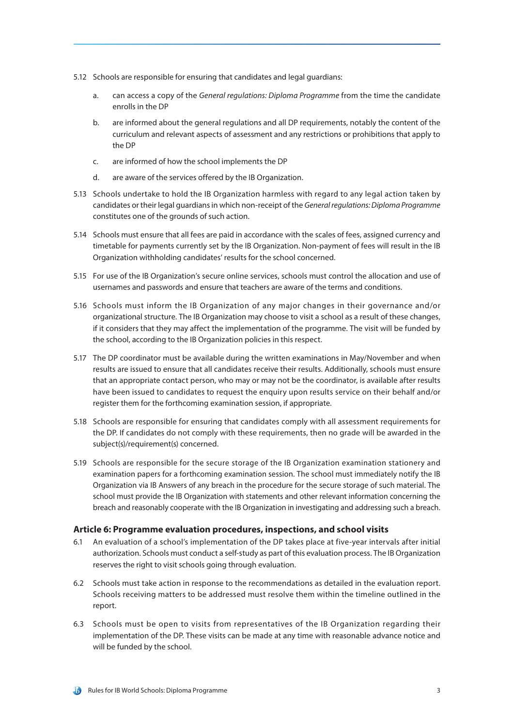5.12 Schools are responsible for ensuring that candidates and legal guardians:

   a. can access a copy of the *General regulations: Diploma Programme* from the time the candidate enrolls in the DP

   b. are informed about the general regulations and all DP requirements, notably the content of the curriculum and relevant aspects of assessment and any restrictions or prohibitions that apply to the DP

   c. are informed of how the school implements the DP

   d. are aware of the services offered by the IB Organization.

5.13 Schools undertake to hold the IB Organization harmless with regard to any legal action taken by candidates or their legal guardians in which non-receipt of the *General regulations: Diploma Programme* constitutes one of the grounds of such action.

5.14 Schools must ensure that all fees are paid in accordance with the scales of fees, assigned currency and timetable for payments currently set by the IB Organization. Non-payment of fees will result in the IB Organization withholding candidates' results for the school concerned.

5.15 For use of the IB Organization's secure online services, schools must control the allocation and use of usernames and passwords and ensure that teachers are aware of the terms and conditions.

5.16 Schools must inform the IB Organization of any major changes in their governance and/or organizational structure. The IB Organization may choose to visit a school as a result of these changes, if it considers that they may affect the implementation of the programme. The visit will be funded by the school, according to the IB Organization policies in this respect.

5.17 The DP coordinator must be available during the written examinations in May/November and when results are issued to ensure that all candidates receive their results. Additionally, schools must ensure that an appropriate contact person, who may or may not be the coordinator, is available after results have been issued to candidates to request the enquiry upon results service on their behalf and/or register them for the forthcoming examination session, if appropriate.

5.18 Schools are responsible for ensuring that candidates comply with all assessment requirements for the DP. If candidates do not comply with these requirements, then no grade will be awarded in the subject(s)/requirement(s) concerned.

5.19 Schools are responsible for the secure storage of the IB Organization examination stationery and examination papers for a forthcoming examination session. The school must immediately notify the IB Organization via IB Answers of any breach in the procedure for the secure storage of such material. The school must provide the IB Organization with statements and other relevant information concerning the breach and reasonably cooperate with the IB Organization in investigating and addressing such a breach.

### Article 6: Programme evaluation procedures, inspections, and school visits

6.1 An evaluation of a school's implementation of the DP takes place at five-year intervals after initial authorization. Schools must conduct a self-study as part of this evaluation process. The IB Organization reserves the right to visit schools going through evaluation.

6.2 Schools must take action in response to the recommendations as detailed in the evaluation report. Schools receiving matters to be addressed must resolve them within the timeline outlined in the report.

6.3 Schools must be open to visits from representatives of the IB Organization regarding their implementation of the DP. These visits can be made at any time with reasonable advance notice and will be funded by the school.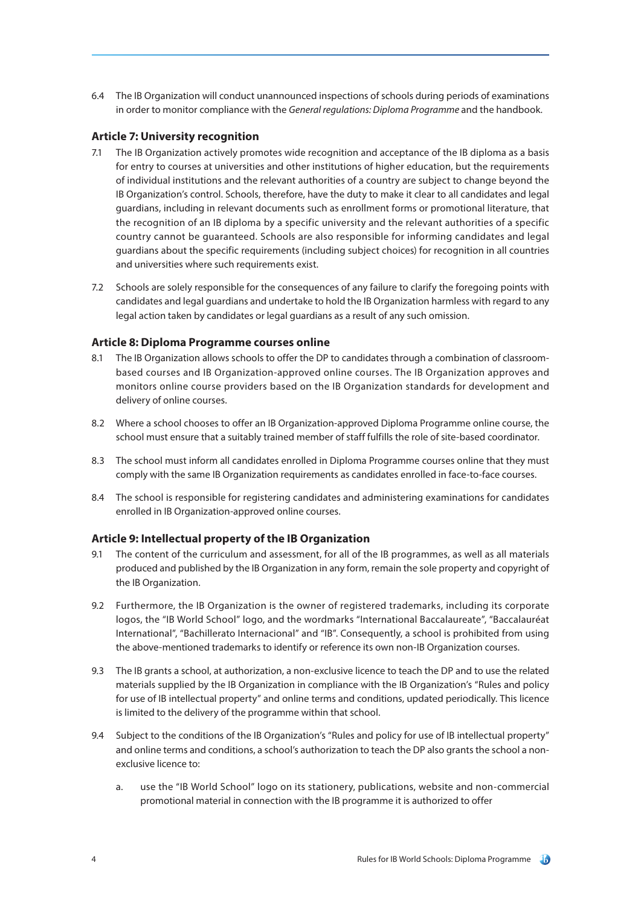6.4 The IB Organization will conduct unannounced inspections of schools during periods of examinations in order to monitor compliance with the *General regulations: Diploma Programme* and the handbook.

### Article 7: University recognition

7.1 The IB Organization actively promotes wide recognition and acceptance of the IB diploma as a basis for entry to courses at universities and other institutions of higher education, but the requirements of individual institutions and the relevant authorities of a country are subject to change beyond the IB Organization's control. Schools, therefore, have the duty to make it clear to all candidates and legal guardians, including in relevant documents such as enrollment forms or promotional literature, that the recognition of an IB diploma by a specific university and the relevant authorities of a specific country cannot be guaranteed. Schools are also responsible for informing candidates and legal guardians about the specific requirements (including subject choices) for recognition in all countries and universities where such requirements exist.

7.2 Schools are solely responsible for the consequences of any failure to clarify the foregoing points with candidates and legal guardians and undertake to hold the IB Organization harmless with regard to any legal action taken by candidates or legal guardians as a result of any such omission.

### Article 8: Diploma Programme courses online

8.1 The IB Organization allows schools to offer the DP to candidates through a combination of classroom-based courses and IB Organization-approved online courses. The IB Organization approves and monitors online course providers based on the IB Organization standards for development and delivery of online courses.

8.2 Where a school chooses to offer an IB Organization-approved Diploma Programme online course, the school must ensure that a suitably trained member of staff fulfills the role of site-based coordinator.

8.3 The school must inform all candidates enrolled in Diploma Programme courses online that they must comply with the same IB Organization requirements as candidates enrolled in face-to-face courses.

8.4 The school is responsible for registering candidates and administering examinations for candidates enrolled in IB Organization-approved online courses.

### Article 9: Intellectual property of the IB Organization

9.1 The content of the curriculum and assessment, for all of the IB programmes, as well as all materials produced and published by the IB Organization in any form, remain the sole property and copyright of the IB Organization.

9.2 Furthermore, the IB Organization is the owner of registered trademarks, including its corporate logos, the "IB World School" logo, and the wordmarks "International Baccalaureate", "Baccalauréat International", "Bachillerato Internacional" and "IB". Consequently, a school is prohibited from using the above-mentioned trademarks to identify or reference its own non-IB Organization courses.

9.3 The IB grants a school, at authorization, a non-exclusive licence to teach the DP and to use the related materials supplied by the IB Organization in compliance with the IB Organization's "Rules and policy for use of IB intellectual property" and online terms and conditions, updated periodically. This licence is limited to the delivery of the programme within that school.

9.4 Subject to the conditions of the IB Organization's "Rules and policy for use of IB intellectual property" and online terms and conditions, a school's authorization to teach the DP also grants the school a non-exclusive licence to:

a. use the "IB World School" logo on its stationery, publications, website and non-commercial promotional material in connection with the IB programme it is authorized to offer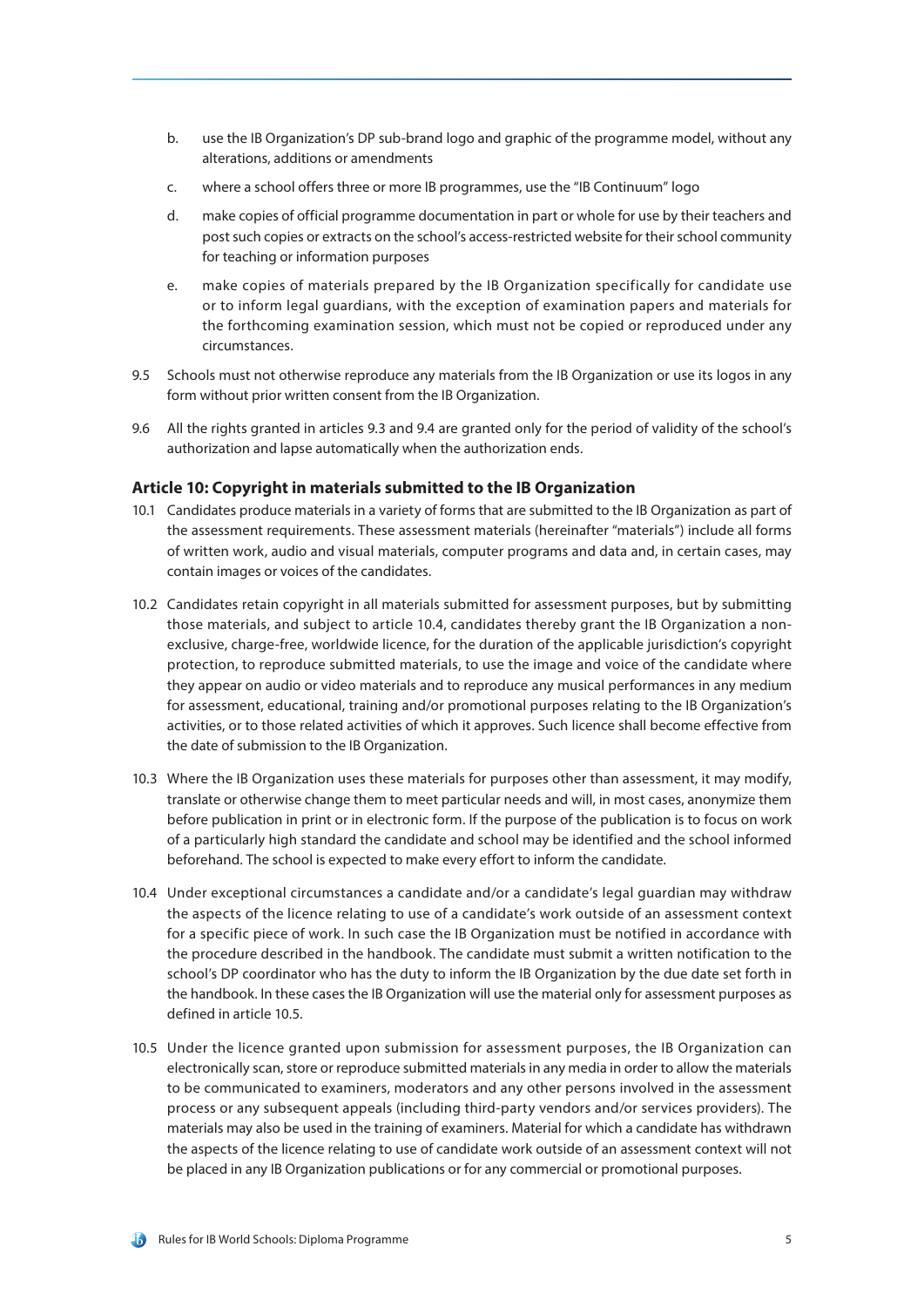b. use the IB Organization's DP sub-brand logo and graphic of the programme model, without any alterations, additions or amendments

c. where a school offers three or more IB programmes, use the "IB Continuum" logo

d. make copies of official programme documentation in part or whole for use by their teachers and post such copies or extracts on the school's access-restricted website for their school community for teaching or information purposes

e. make copies of materials prepared by the IB Organization specifically for candidate use or to inform legal guardians, with the exception of examination papers and materials for the forthcoming examination session, which must not be copied or reproduced under any circumstances.

9.5 Schools must not otherwise reproduce any materials from the IB Organization or use its logos in any form without prior written consent from the IB Organization.

9.6 All the rights granted in articles 9.3 and 9.4 are granted only for the period of validity of the school's authorization and lapse automatically when the authorization ends.

### Article 10: Copyright in materials submitted to the IB Organization

10.1 Candidates produce materials in a variety of forms that are submitted to the IB Organization as part of the assessment requirements. These assessment materials (hereinafter "materials") include all forms of written work, audio and visual materials, computer programs and data and, in certain cases, may contain images or voices of the candidates.

10.2 Candidates retain copyright in all materials submitted for assessment purposes, but by submitting those materials, and subject to article 10.4, candidates thereby grant the IB Organization a non-exclusive, charge-free, worldwide licence, for the duration of the applicable jurisdiction's copyright protection, to reproduce submitted materials, to use the image and voice of the candidate where they appear on audio or video materials and to reproduce any musical performances in any medium for assessment, educational, training and/or promotional purposes relating to the IB Organization's activities, or to those related activities of which it approves. Such licence shall become effective from the date of submission to the IB Organization.

10.3 Where the IB Organization uses these materials for purposes other than assessment, it may modify, translate or otherwise change them to meet particular needs and will, in most cases, anonymize them before publication in print or in electronic form. If the purpose of the publication is to focus on work of a particularly high standard the candidate and school may be identified and the school informed beforehand. The school is expected to make every effort to inform the candidate.

10.4 Under exceptional circumstances a candidate and/or a candidate's legal guardian may withdraw the aspects of the licence relating to use of a candidate's work outside of an assessment context for a specific piece of work. In such case the IB Organization must be notified in accordance with the procedure described in the handbook. The candidate must submit a written notification to the school's DP coordinator who has the duty to inform the IB Organization by the due date set forth in the handbook. In these cases the IB Organization will use the material only for assessment purposes as defined in article 10.5.

10.5 Under the licence granted upon submission for assessment purposes, the IB Organization can electronically scan, store or reproduce submitted materials in any media in order to allow the materials to be communicated to examiners, moderators and any other persons involved in the assessment process or any subsequent appeals (including third-party vendors and/or services providers). The materials may also be used in the training of examiners. Material for which a candidate has withdrawn the aspects of the licence relating to use of candidate work outside of an assessment context will not be placed in any IB Organization publications or for any commercial or promotional purposes.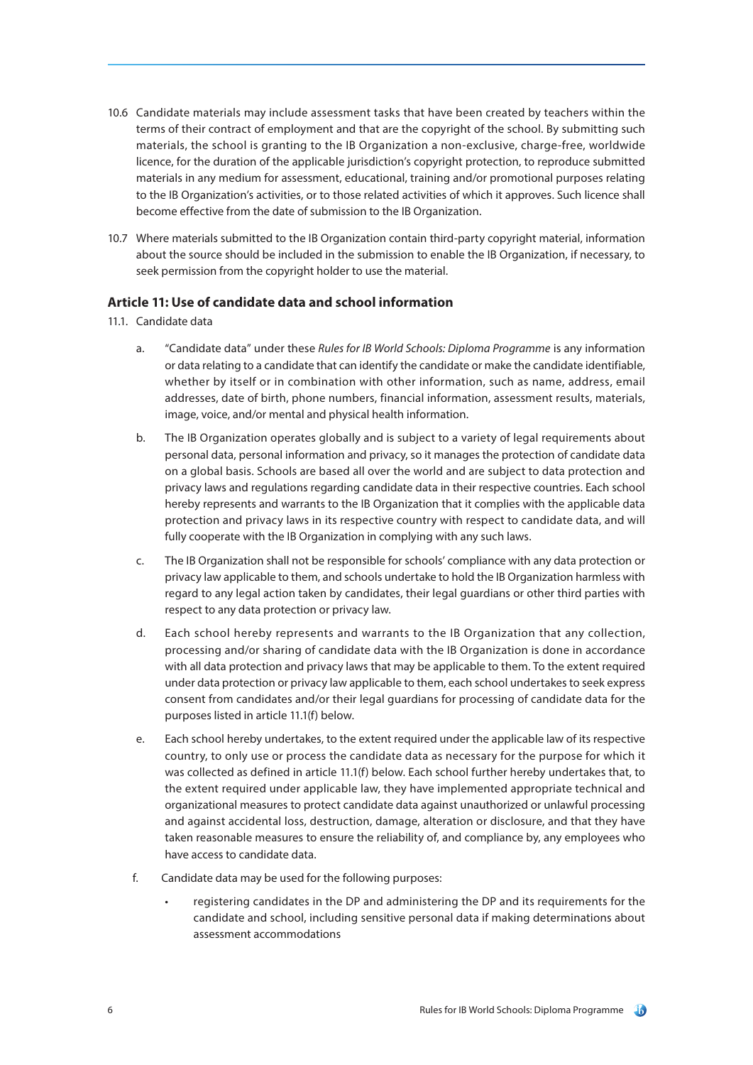10.6 Candidate materials may include assessment tasks that have been created by teachers within the terms of their contract of employment and that are the copyright of the school. By submitting such materials, the school is granting to the IB Organization a non-exclusive, charge-free, worldwide licence, for the duration of the applicable jurisdiction's copyright protection, to reproduce submitted materials in any medium for assessment, educational, training and/or promotional purposes relating to the IB Organization's activities, or to those related activities of which it approves. Such licence shall become effective from the date of submission to the IB Organization.

10.7 Where materials submitted to the IB Organization contain third-party copyright material, information about the source should be included in the submission to enable the IB Organization, if necessary, to seek permission from the copyright holder to use the material.

## Article 11: Use of candidate data and school information

11.1. Candidate data

a. "Candidate data" under these *Rules for IB World Schools: Diploma Programme* is any information or data relating to a candidate that can identify the candidate or make the candidate identifiable, whether by itself or in combination with other information, such as name, address, email addresses, date of birth, phone numbers, financial information, assessment results, materials, image, voice, and/or mental and physical health information.

b. The IB Organization operates globally and is subject to a variety of legal requirements about personal data, personal information and privacy, so it manages the protection of candidate data on a global basis. Schools are based all over the world and are subject to data protection and privacy laws and regulations regarding candidate data in their respective countries. Each school hereby represents and warrants to the IB Organization that it complies with the applicable data protection and privacy laws in its respective country with respect to candidate data, and will fully cooperate with the IB Organization in complying with any such laws.

c. The IB Organization shall not be responsible for schools' compliance with any data protection or privacy law applicable to them, and schools undertake to hold the IB Organization harmless with regard to any legal action taken by candidates, their legal guardians or other third parties with respect to any data protection or privacy law.

d. Each school hereby represents and warrants to the IB Organization that any collection, processing and/or sharing of candidate data with the IB Organization is done in accordance with all data protection and privacy laws that may be applicable to them. To the extent required under data protection or privacy law applicable to them, each school undertakes to seek express consent from candidates and/or their legal guardians for processing of candidate data for the purposes listed in article 11.1(f) below.

e. Each school hereby undertakes, to the extent required under the applicable law of its respective country, to only use or process the candidate data as necessary for the purpose for which it was collected as defined in article 11.1(f) below. Each school further hereby undertakes that, to the extent required under applicable law, they have implemented appropriate technical and organizational measures to protect candidate data against unauthorized or unlawful processing and against accidental loss, destruction, damage, alteration or disclosure, and that they have taken reasonable measures to ensure the reliability of, and compliance by, any employees who have access to candidate data.

f. Candidate data may be used for the following purposes:

- registering candidates in the DP and administering the DP and its requirements for the candidate and school, including sensitive personal data if making determinations about assessment accommodations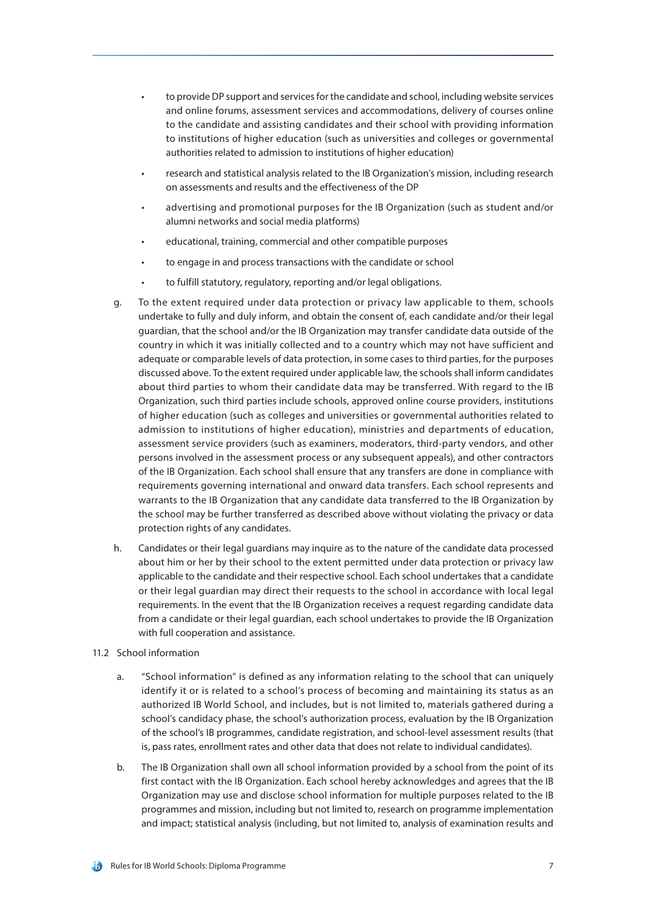- to provide DP support and services for the candidate and school, including website services and online forums, assessment services and accommodations, delivery of courses online to the candidate and assisting candidates and their school with providing information to institutions of higher education (such as universities and colleges or governmental authorities related to admission to institutions of higher education)
- research and statistical analysis related to the IB Organization's mission, including research on assessments and results and the effectiveness of the DP
- advertising and promotional purposes for the IB Organization (such as student and/or alumni networks and social media platforms)
- educational, training, commercial and other compatible purposes
- to engage in and process transactions with the candidate or school
- to fulfill statutory, regulatory, reporting and/or legal obligations.

g. To the extent required under data protection or privacy law applicable to them, schools undertake to fully and duly inform, and obtain the consent of, each candidate and/or their legal guardian, that the school and/or the IB Organization may transfer candidate data outside of the country in which it was initially collected and to a country which may not have sufficient and adequate or comparable levels of data protection, in some cases to third parties, for the purposes discussed above. To the extent required under applicable law, the schools shall inform candidates about third parties to whom their candidate data may be transferred. With regard to the IB Organization, such third parties include schools, approved online course providers, institutions of higher education (such as colleges and universities or governmental authorities related to admission to institutions of higher education), ministries and departments of education, assessment service providers (such as examiners, moderators, third-party vendors, and other persons involved in the assessment process or any subsequent appeals), and other contractors of the IB Organization. Each school shall ensure that any transfers are done in compliance with requirements governing international and onward data transfers. Each school represents and warrants to the IB Organization that any candidate data transferred to the IB Organization by the school may be further transferred as described above without violating the privacy or data protection rights of any candidates.

h. Candidates or their legal guardians may inquire as to the nature of the candidate data processed about him or her by their school to the extent permitted under data protection or privacy law applicable to the candidate and their respective school. Each school undertakes that a candidate or their legal guardian may direct their requests to the school in accordance with local legal requirements. In the event that the IB Organization receives a request regarding candidate data from a candidate or their legal guardian, each school undertakes to provide the IB Organization with full cooperation and assistance.

11.2 School information

a. "School information" is defined as any information relating to the school that can uniquely identify it or is related to a school's process of becoming and maintaining its status as an authorized IB World School, and includes, but is not limited to, materials gathered during a school's candidacy phase, the school's authorization process, evaluation by the IB Organization of the school's IB programmes, candidate registration, and school-level assessment results (that is, pass rates, enrollment rates and other data that does not relate to individual candidates).

b. The IB Organization shall own all school information provided by a school from the point of its first contact with the IB Organization. Each school hereby acknowledges and agrees that the IB Organization may use and disclose school information for multiple purposes related to the IB programmes and mission, including but not limited to, research on programme implementation and impact; statistical analysis (including, but not limited to, analysis of examination results and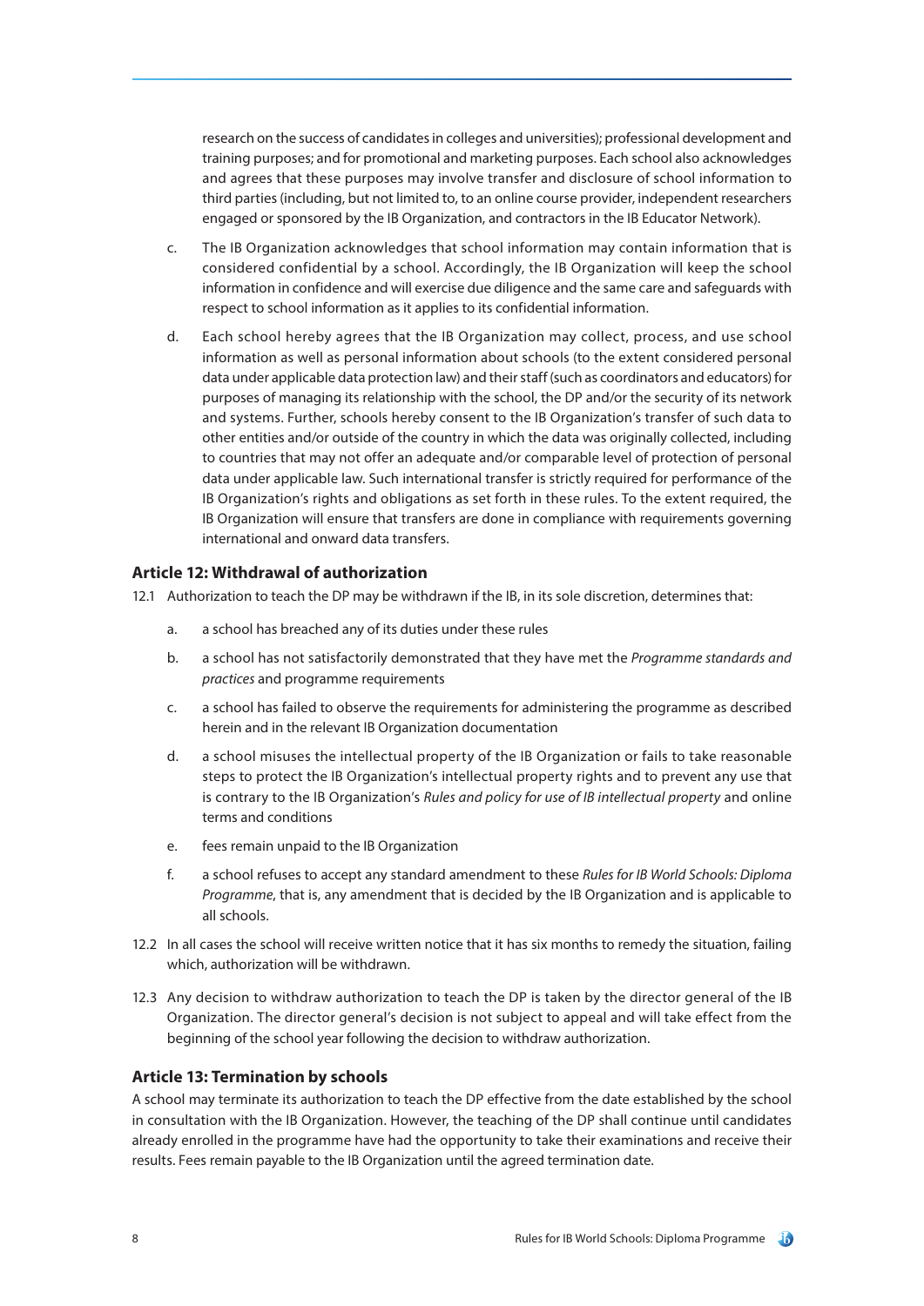research on the success of candidates in colleges and universities); professional development and training purposes; and for promotional and marketing purposes. Each school also acknowledges and agrees that these purposes may involve transfer and disclosure of school information to third parties (including, but not limited to, to an online course provider, independent researchers engaged or sponsored by the IB Organization, and contractors in the IB Educator Network).

c. The IB Organization acknowledges that school information may contain information that is considered confidential by a school. Accordingly, the IB Organization will keep the school information in confidence and will exercise due diligence and the same care and safeguards with respect to school information as it applies to its confidential information.

d. Each school hereby agrees that the IB Organization may collect, process, and use school information as well as personal information about schools (to the extent considered personal data under applicable data protection law) and their staff (such as coordinators and educators) for purposes of managing its relationship with the school, the DP and/or the security of its network and systems. Further, schools hereby consent to the IB Organization's transfer of such data to other entities and/or outside of the country in which the data was originally collected, including to countries that may not offer an adequate and/or comparable level of protection of personal data under applicable law. Such international transfer is strictly required for performance of the IB Organization's rights and obligations as set forth in these rules. To the extent required, the IB Organization will ensure that transfers are done in compliance with requirements governing international and onward data transfers.

### Article 12: Withdrawal of authorization

12.1 Authorization to teach the DP may be withdrawn if the IB, in its sole discretion, determines that:

a. a school has breached any of its duties under these rules

b. a school has not satisfactorily demonstrated that they have met the *Programme standards and practices* and programme requirements

c. a school has failed to observe the requirements for administering the programme as described herein and in the relevant IB Organization documentation

d. a school misuses the intellectual property of the IB Organization or fails to take reasonable steps to protect the IB Organization's intellectual property rights and to prevent any use that is contrary to the IB Organization's *Rules and policy for use of IB intellectual property* and online terms and conditions

e. fees remain unpaid to the IB Organization

f. a school refuses to accept any standard amendment to these *Rules for IB World Schools: Diploma Programme*, that is, any amendment that is decided by the IB Organization and is applicable to all schools.

12.2 In all cases the school will receive written notice that it has six months to remedy the situation, failing which, authorization will be withdrawn.

12.3 Any decision to withdraw authorization to teach the DP is taken by the director general of the IB Organization. The director general's decision is not subject to appeal and will take effect from the beginning of the school year following the decision to withdraw authorization.

### Article 13: Termination by schools

A school may terminate its authorization to teach the DP effective from the date established by the school in consultation with the IB Organization. However, the teaching of the DP shall continue until candidates already enrolled in the programme have had the opportunity to take their examinations and receive their results. Fees remain payable to the IB Organization until the agreed termination date.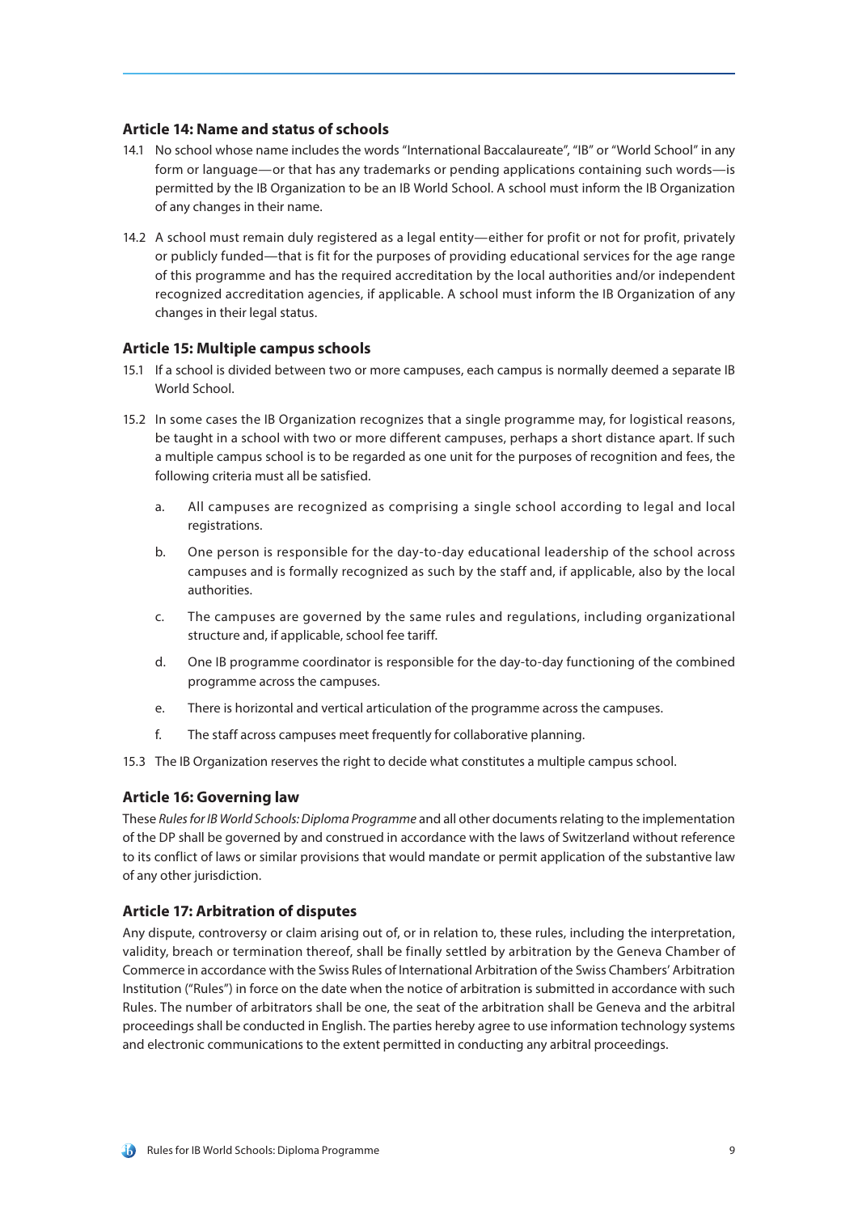### Article 14: Name and status of schools

14.1 No school whose name includes the words "International Baccalaureate", "IB" or "World School" in any form or language—or that has any trademarks or pending applications containing such words—is permitted by the IB Organization to be an IB World School. A school must inform the IB Organization of any changes in their name.

14.2 A school must remain duly registered as a legal entity—either for profit or not for profit, privately or publicly funded—that is fit for the purposes of providing educational services for the age range of this programme and has the required accreditation by the local authorities and/or independent recognized accreditation agencies, if applicable. A school must inform the IB Organization of any changes in their legal status.

### Article 15: Multiple campus schools

15.1 If a school is divided between two or more campuses, each campus is normally deemed a separate IB World School.

15.2 In some cases the IB Organization recognizes that a single programme may, for logistical reasons, be taught in a school with two or more different campuses, perhaps a short distance apart. If such a multiple campus school is to be regarded as one unit for the purposes of recognition and fees, the following criteria must all be satisfied.

a. All campuses are recognized as comprising a single school according to legal and local registrations.

b. One person is responsible for the day-to-day educational leadership of the school across campuses and is formally recognized as such by the staff and, if applicable, also by the local authorities.

c. The campuses are governed by the same rules and regulations, including organizational structure and, if applicable, school fee tariff.

d. One IB programme coordinator is responsible for the day-to-day functioning of the combined programme across the campuses.

e. There is horizontal and vertical articulation of the programme across the campuses.

f. The staff across campuses meet frequently for collaborative planning.

15.3 The IB Organization reserves the right to decide what constitutes a multiple campus school.

### Article 16: Governing law

These *Rules for IB World Schools: Diploma Programme* and all other documents relating to the implementation of the DP shall be governed by and construed in accordance with the laws of Switzerland without reference to its conflict of laws or similar provisions that would mandate or permit application of the substantive law of any other jurisdiction.

### Article 17: Arbitration of disputes

Any dispute, controversy or claim arising out of, or in relation to, these rules, including the interpretation, validity, breach or termination thereof, shall be finally settled by arbitration by the Geneva Chamber of Commerce in accordance with the Swiss Rules of International Arbitration of the Swiss Chambers' Arbitration Institution ("Rules") in force on the date when the notice of arbitration is submitted in accordance with such Rules. The number of arbitrators shall be one, the seat of the arbitration shall be Geneva and the arbitral proceedings shall be conducted in English. The parties hereby agree to use information technology systems and electronic communications to the extent permitted in conducting any arbitral proceedings.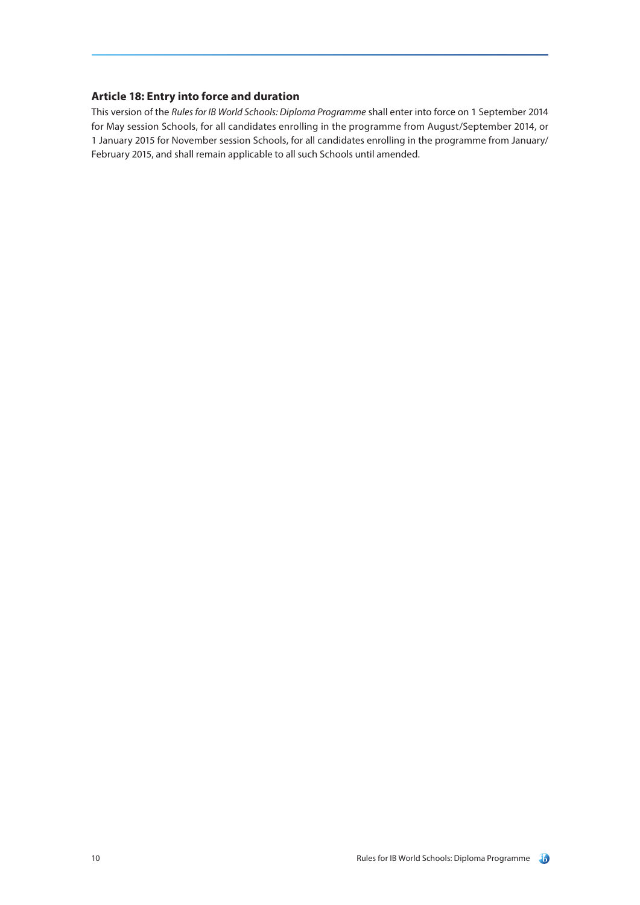### Article 18: Entry into force and duration

This version of the *Rules for IB World Schools: Diploma Programme* shall enter into force on 1 September 2014 for May session Schools, for all candidates enrolling in the programme from August/September 2014, or 1 January 2015 for November session Schools, for all candidates enrolling in the programme from January/February 2015, and shall remain applicable to all such Schools until amended.